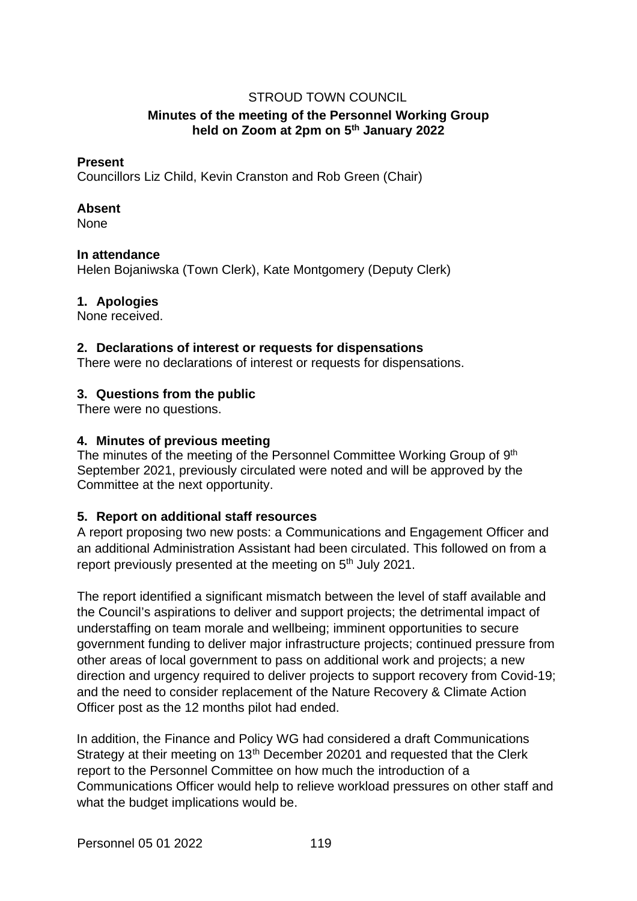STROUD TOWN COUNCIL

# Minutes of the meeting of the Personnel Working Group held on Zoom at 2pm on 5th January 2022

**Present**

Councillors Liz Child, Kevin Cranston and Rob Green (Chair)

**Absent**

None

**In attendance**

Helen Bojaniwska (Town Clerk), Kate Montgomery (Deputy Clerk)

## 1. Apologies

None received.

## 2. Declarations of interest or requests for dispensations

There were no declarations of interest or requests for dispensations.

## 3. Questions from the public

There were no questions.

## 4. Minutes of previous meeting

The minutes of the meeting of the Personnel Committee Working Group of 9th September 2021, previously circulated were noted and will be approved by the Committee at the next opportunity.

## 5. Report on additional staff resources

A report proposing two new posts: a Communications and Engagement Officer and an additional Administration Assistant had been circulated. This followed on from a report previously presented at the meeting on 5th July 2021.

The report identified a significant mismatch between the level of staff available and the Council's aspirations to deliver and support projects; the detrimental impact of understaffing on team morale and wellbeing; imminent opportunities to secure government funding to deliver major infrastructure projects; continued pressure from other areas of local government to pass on additional work and projects; a new direction and urgency required to deliver projects to support recovery from Covid-19; and the need to consider replacement of the Nature Recovery & Climate Action Officer post as the 12 months pilot had ended.

In addition, the Finance and Policy WG had considered a draft Communications Strategy at their meeting on 13th December 20201 and requested that the Clerk report to the Personnel Committee on how much the introduction of a Communications Officer would help to relieve workload pressures on other staff and what the budget implications would be.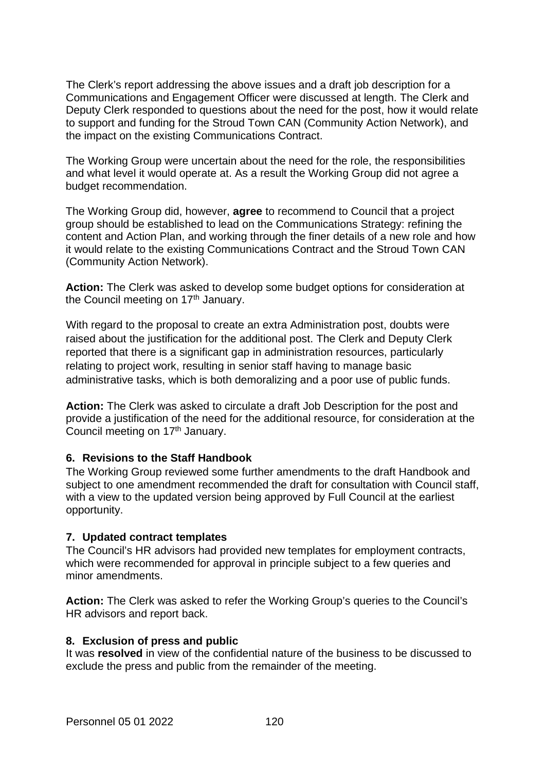The Clerk's report addressing the above issues and a draft job description for a Communications and Engagement Officer were discussed at length. The Clerk and Deputy Clerk responded to questions about the need for the post, how it would relate to support and funding for the Stroud Town CAN (Community Action Network), and the impact on the existing Communications Contract.

The Working Group were uncertain about the need for the role, the responsibilities and what level it would operate at. As a result the Working Group did not agree a budget recommendation.

The Working Group did, however, **agree** to recommend to Council that a project group should be established to lead on the Communications Strategy: refining the content and Action Plan, and working through the finer details of a new role and how it would relate to the existing Communications Contract and the Stroud Town CAN (Community Action Network).

**Action:** The Clerk was asked to develop some budget options for consideration at the Council meeting on 17th January.

With regard to the proposal to create an extra Administration post, doubts were raised about the justification for the additional post. The Clerk and Deputy Clerk reported that there is a significant gap in administration resources, particularly relating to project work, resulting in senior staff having to manage basic administrative tasks, which is both demoralizing and a poor use of public funds.

**Action:** The Clerk was asked to circulate a draft Job Description for the post and provide a justification of the need for the additional resource, for consideration at the Council meeting on 17th January.

### 6. Revisions to the Staff Handbook

The Working Group reviewed some further amendments to the draft Handbook and subject to one amendment recommended the draft for consultation with Council staff, with a view to the updated version being approved by Full Council at the earliest opportunity.

### 7. Updated contract templates

The Council's HR advisors had provided new templates for employment contracts, which were recommended for approval in principle subject to a few queries and minor amendments.

**Action:** The Clerk was asked to refer the Working Group's queries to the Council's HR advisors and report back.

### 8. Exclusion of press and public

It was **resolved** in view of the confidential nature of the business to be discussed to exclude the press and public from the remainder of the meeting.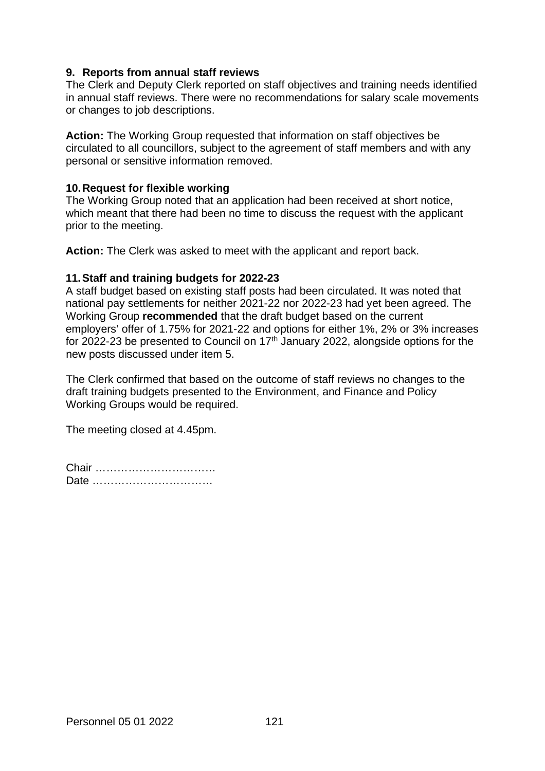### 9. Reports from annual staff reviews

The Clerk and Deputy Clerk reported on staff objectives and training needs identified in annual staff reviews. There were no recommendations for salary scale movements or changes to job descriptions.

**Action:** The Working Group requested that information on staff objectives be circulated to all councillors, subject to the agreement of staff members and with any personal or sensitive information removed.

### 10. Request for flexible working

The Working Group noted that an application had been received at short notice, which meant that there had been no time to discuss the request with the applicant prior to the meeting.

**Action:** The Clerk was asked to meet with the applicant and report back.

### 11. Staff and training budgets for 2022-23

A staff budget based on existing staff posts had been circulated. It was noted that national pay settlements for neither 2021-22 nor 2022-23 had yet been agreed. The Working Group **recommended** that the draft budget based on the current employers' offer of 1.75% for 2021-22 and options for either 1%, 2% or 3% increases for 2022-23 be presented to Council on 17th January 2022, alongside options for the new posts discussed under item 5.

The Clerk confirmed that based on the outcome of staff reviews no changes to the draft training budgets presented to the Environment, and Finance and Policy Working Groups would be required.

The meeting closed at 4.45pm.

Chair ……………………………
Date ……………………………